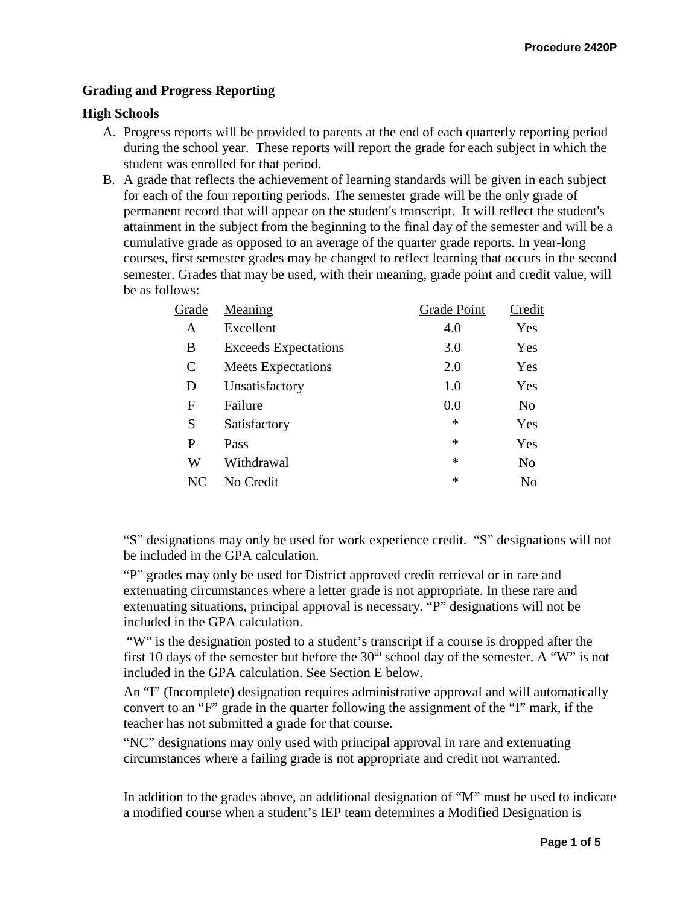## Grading and Progress Reporting

### High Schools

A. Progress reports will be provided to parents at the end of each quarterly reporting period during the school year. These reports will report the grade for each subject in which the student was enrolled for that period.

B. A grade that reflects the achievement of learning standards will be given in each subject for each of the four reporting periods. The semester grade will be the only grade of permanent record that will appear on the student's transcript. It will reflect the student's attainment in the subject from the beginning to the final day of the semester and will be a cumulative grade as opposed to an average of the quarter grade reports. In year-long courses, first semester grades may be changed to reflect learning that occurs in the second semester. Grades that may be used, with their meaning, grade point and credit value, will be as follows:

| Grade | Meaning | Grade Point | Credit |
|---|---|---|---|
| A | Excellent | 4.0 | Yes |
| B | Exceeds Expectations | 3.0 | Yes |
| C | Meets Expectations | 2.0 | Yes |
| D | Unsatisfactory | 1.0 | Yes |
| F | Failure | 0.0 | No |
| S | Satisfactory | * | Yes |
| P | Pass | * | Yes |
| W | Withdrawal | * | No |
| NC | No Credit | * | No |

"S" designations may only be used for work experience credit. "S" designations will not be included in the GPA calculation.

"P" grades may only be used for District approved credit retrieval or in rare and extenuating circumstances where a letter grade is not appropriate. In these rare and extenuating situations, principal approval is necessary. "P" designations will not be included in the GPA calculation.

"W" is the designation posted to a student's transcript if a course is dropped after the first 10 days of the semester but before the 30th school day of the semester. A "W" is not included in the GPA calculation. See Section E below.

An "I" (Incomplete) designation requires administrative approval and will automatically convert to an "F" grade in the quarter following the assignment of the "I" mark, if the teacher has not submitted a grade for that course.

"NC" designations may only used with principal approval in rare and extenuating circumstances where a failing grade is not appropriate and credit not warranted.

In addition to the grades above, an additional designation of "M" must be used to indicate a modified course when a student's IEP team determines a Modified Designation is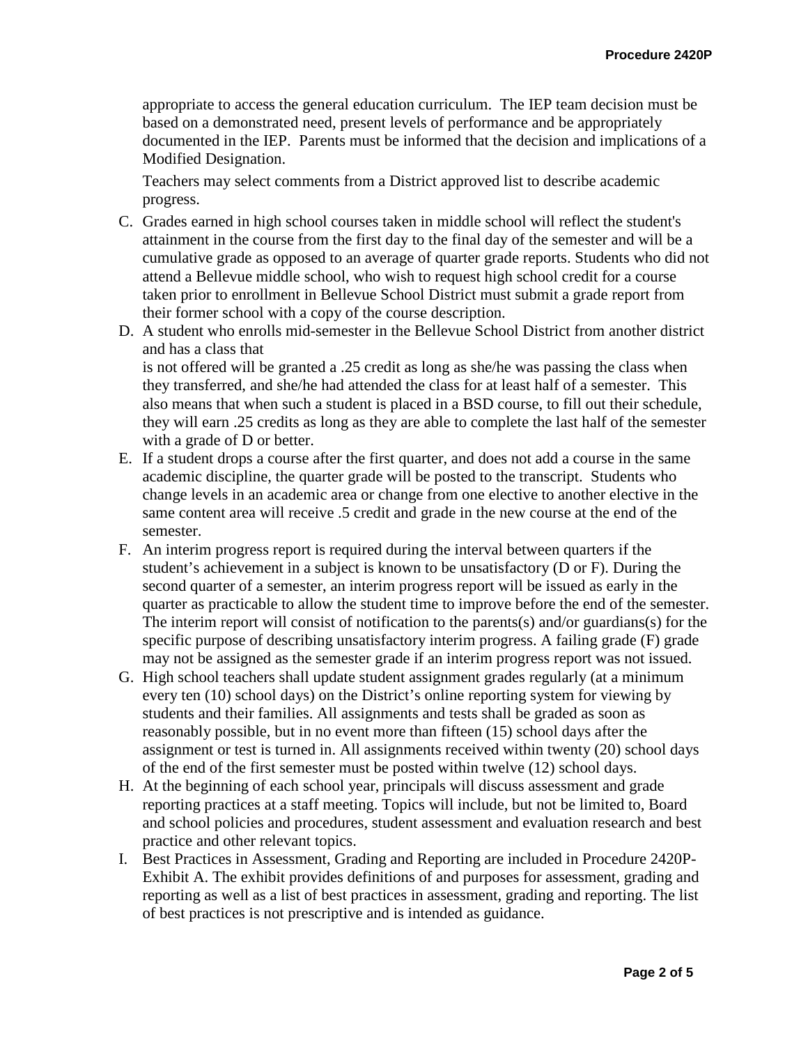appropriate to access the general education curriculum. The IEP team decision must be based on a demonstrated need, present levels of performance and be appropriately documented in the IEP. Parents must be informed that the decision and implications of a Modified Designation.

Teachers may select comments from a District approved list to describe academic progress.

C. Grades earned in high school courses taken in middle school will reflect the student's attainment in the course from the first day to the final day of the semester and will be a cumulative grade as opposed to an average of quarter grade reports. Students who did not attend a Bellevue middle school, who wish to request high school credit for a course taken prior to enrollment in Bellevue School District must submit a grade report from their former school with a copy of the course description.
D. A student who enrolls mid-semester in the Bellevue School District from another district and has a class that
is not offered will be granted a .25 credit as long as she/he was passing the class when they transferred, and she/he had attended the class for at least half of a semester. This also means that when such a student is placed in a BSD course, to fill out their schedule, they will earn .25 credits as long as they are able to complete the last half of the semester with a grade of D or better.
E. If a student drops a course after the first quarter, and does not add a course in the same academic discipline, the quarter grade will be posted to the transcript. Students who change levels in an academic area or change from one elective to another elective in the same content area will receive .5 credit and grade in the new course at the end of the semester.
F. An interim progress report is required during the interval between quarters if the student's achievement in a subject is known to be unsatisfactory (D or F). During the second quarter of a semester, an interim progress report will be issued as early in the quarter as practicable to allow the student time to improve before the end of the semester. The interim report will consist of notification to the parents(s) and/or guardians(s) for the specific purpose of describing unsatisfactory interim progress. A failing grade (F) grade may not be assigned as the semester grade if an interim progress report was not issued.
G. High school teachers shall update student assignment grades regularly (at a minimum every ten (10) school days) on the District's online reporting system for viewing by students and their families. All assignments and tests shall be graded as soon as reasonably possible, but in no event more than fifteen (15) school days after the assignment or test is turned in. All assignments received within twenty (20) school days of the end of the first semester must be posted within twelve (12) school days.
H. At the beginning of each school year, principals will discuss assessment and grade reporting practices at a staff meeting. Topics will include, but not be limited to, Board and school policies and procedures, student assessment and evaluation research and best practice and other relevant topics.
I. Best Practices in Assessment, Grading and Reporting are included in Procedure 2420P-Exhibit A. The exhibit provides definitions of and purposes for assessment, grading and reporting as well as a list of best practices in assessment, grading and reporting. The list of best practices is not prescriptive and is intended as guidance.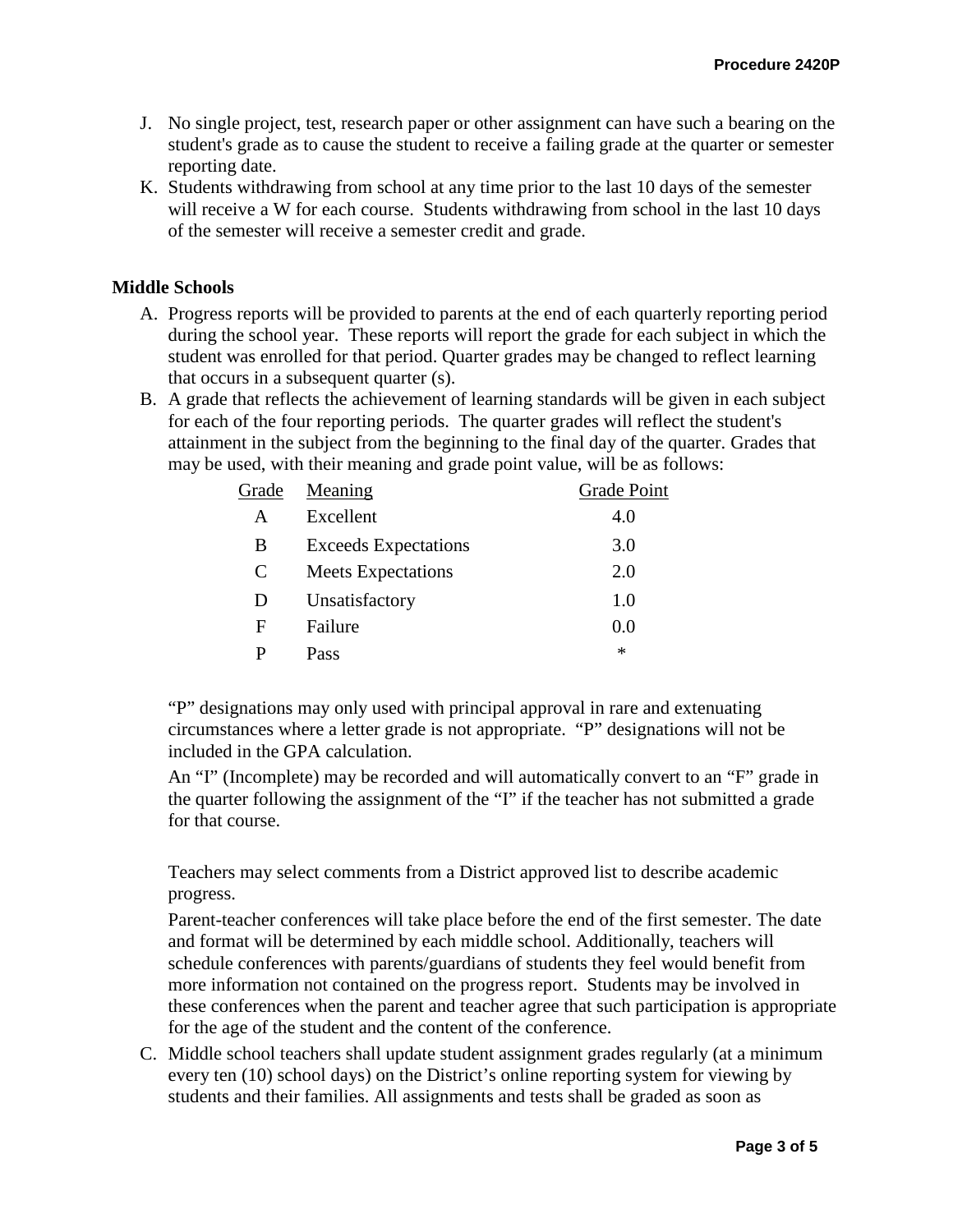J. No single project, test, research paper or other assignment can have such a bearing on the student's grade as to cause the student to receive a failing grade at the quarter or semester reporting date.
K. Students withdrawing from school at any time prior to the last 10 days of the semester will receive a W for each course. Students withdrawing from school in the last 10 days of the semester will receive a semester credit and grade.

**Middle Schools**

A. Progress reports will be provided to parents at the end of each quarterly reporting period during the school year. These reports will report the grade for each subject in which the student was enrolled for that period. Quarter grades may be changed to reflect learning that occurs in a subsequent quarter (s).
B. A grade that reflects the achievement of learning standards will be given in each subject for each of the four reporting periods. The quarter grades will reflect the student's attainment in the subject from the beginning to the final day of the quarter. Grades that may be used, with their meaning and grade point value, will be as follows:

| Grade | Meaning | Grade Point |
|---|---|---|
| A | Excellent | 4.0 |
| B | Exceeds Expectations | 3.0 |
| C | Meets Expectations | 2.0 |
| D | Unsatisfactory | 1.0 |
| F | Failure | 0.0 |
| P | Pass | * |

"P" designations may only used with principal approval in rare and extenuating circumstances where a letter grade is not appropriate. "P" designations will not be included in the GPA calculation.

An "I" (Incomplete) may be recorded and will automatically convert to an "F" grade in the quarter following the assignment of the "I" if the teacher has not submitted a grade for that course.

Teachers may select comments from a District approved list to describe academic progress.

Parent-teacher conferences will take place before the end of the first semester. The date and format will be determined by each middle school. Additionally, teachers will schedule conferences with parents/guardians of students they feel would benefit from more information not contained on the progress report. Students may be involved in these conferences when the parent and teacher agree that such participation is appropriate for the age of the student and the content of the conference.

C. Middle school teachers shall update student assignment grades regularly (at a minimum every ten (10) school days) on the District's online reporting system for viewing by students and their families. All assignments and tests shall be graded as soon as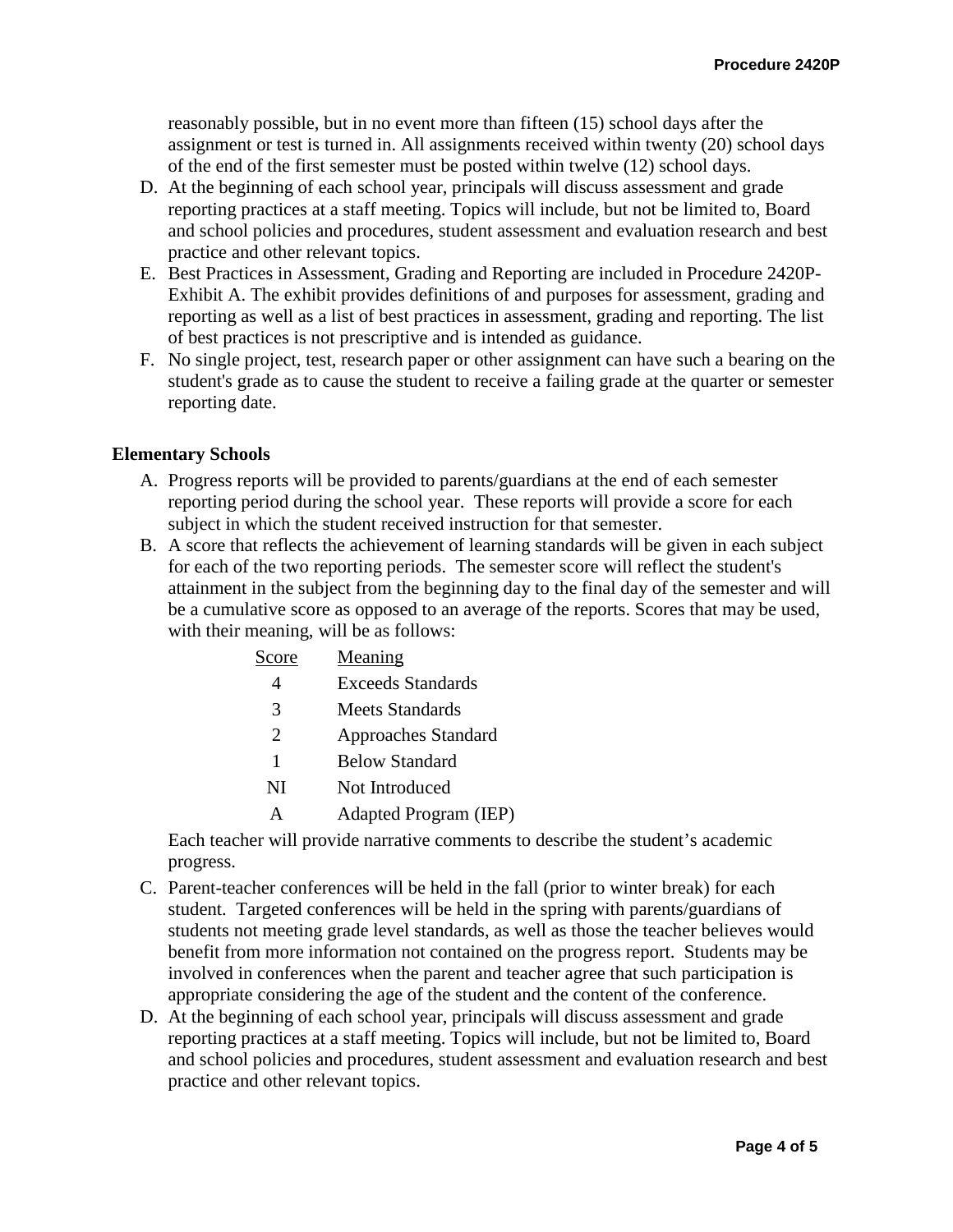reasonably possible, but in no event more than fifteen (15) school days after the assignment or test is turned in. All assignments received within twenty (20) school days of the end of the first semester must be posted within twelve (12) school days.

D. At the beginning of each school year, principals will discuss assessment and grade reporting practices at a staff meeting. Topics will include, but not be limited to, Board and school policies and procedures, student assessment and evaluation research and best practice and other relevant topics.
E. Best Practices in Assessment, Grading and Reporting are included in Procedure 2420P-Exhibit A. The exhibit provides definitions of and purposes for assessment, grading and reporting as well as a list of best practices in assessment, grading and reporting. The list of best practices is not prescriptive and is intended as guidance.
F. No single project, test, research paper or other assignment can have such a bearing on the student's grade as to cause the student to receive a failing grade at the quarter or semester reporting date.

**Elementary Schools**

A. Progress reports will be provided to parents/guardians at the end of each semester reporting period during the school year. These reports will provide a score for each subject in which the student received instruction for that semester.
B. A score that reflects the achievement of learning standards will be given in each subject for each of the two reporting periods. The semester score will reflect the student's attainment in the subject from the beginning day to the final day of the semester and will be a cumulative score as opposed to an average of the reports. Scores that may be used, with their meaning, will be as follows:

| Score | Meaning |
|---|---|
| 4 | Exceeds Standards |
| 3 | Meets Standards |
| 2 | Approaches Standard |
| 1 | Below Standard |
| NI | Not Introduced |
| A | Adapted Program (IEP) |

Each teacher will provide narrative comments to describe the student's academic progress.

C. Parent-teacher conferences will be held in the fall (prior to winter break) for each student. Targeted conferences will be held in the spring with parents/guardians of students not meeting grade level standards, as well as those the teacher believes would benefit from more information not contained on the progress report. Students may be involved in conferences when the parent and teacher agree that such participation is appropriate considering the age of the student and the content of the conference.
D. At the beginning of each school year, principals will discuss assessment and grade reporting practices at a staff meeting. Topics will include, but not be limited to, Board and school policies and procedures, student assessment and evaluation research and best practice and other relevant topics.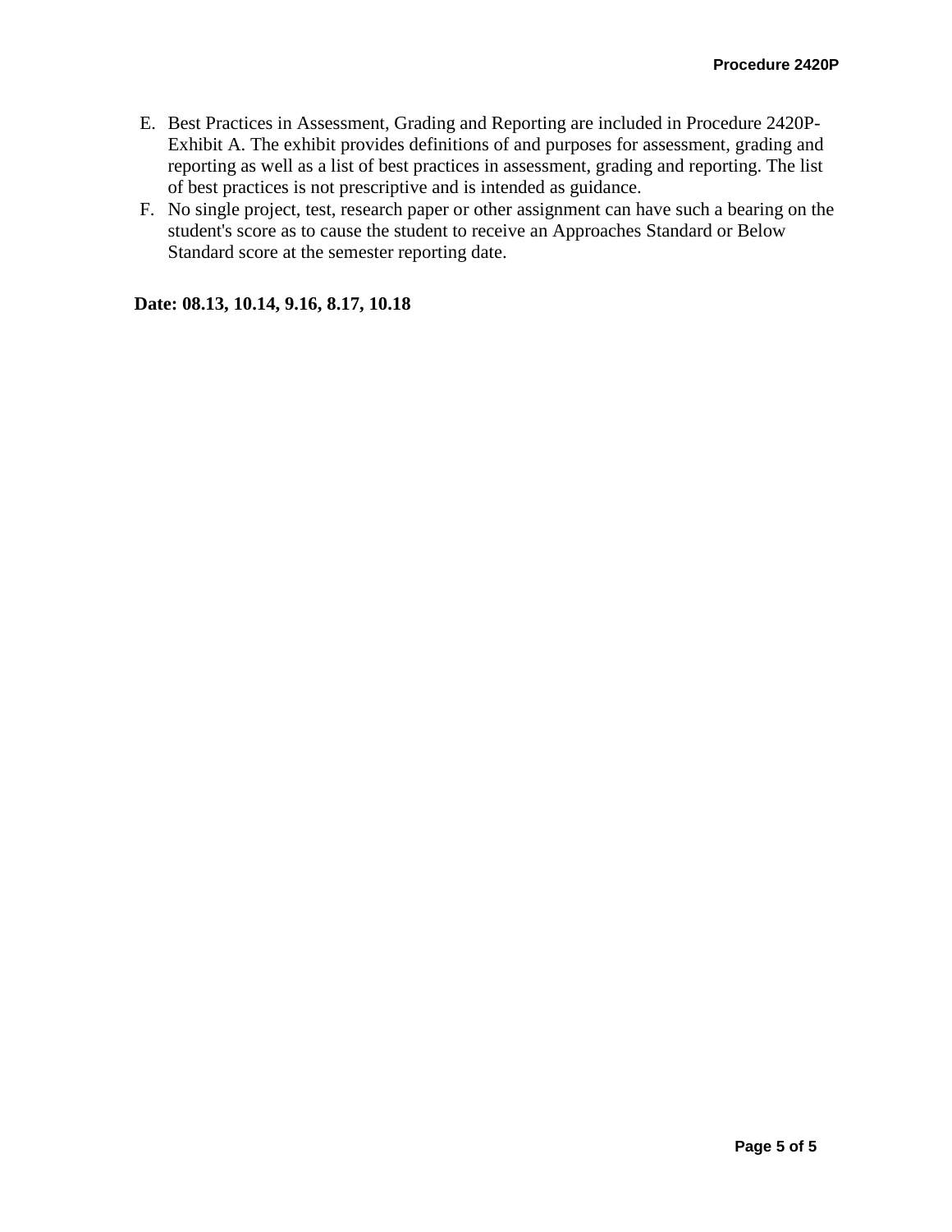E. Best Practices in Assessment, Grading and Reporting are included in Procedure 2420P-Exhibit A. The exhibit provides definitions of and purposes for assessment, grading and reporting as well as a list of best practices in assessment, grading and reporting. The list of best practices is not prescriptive and is intended as guidance.
F. No single project, test, research paper or other assignment can have such a bearing on the student's score as to cause the student to receive an Approaches Standard or Below Standard score at the semester reporting date.

**Date: 08.13, 10.14, 9.16, 8.17, 10.18**